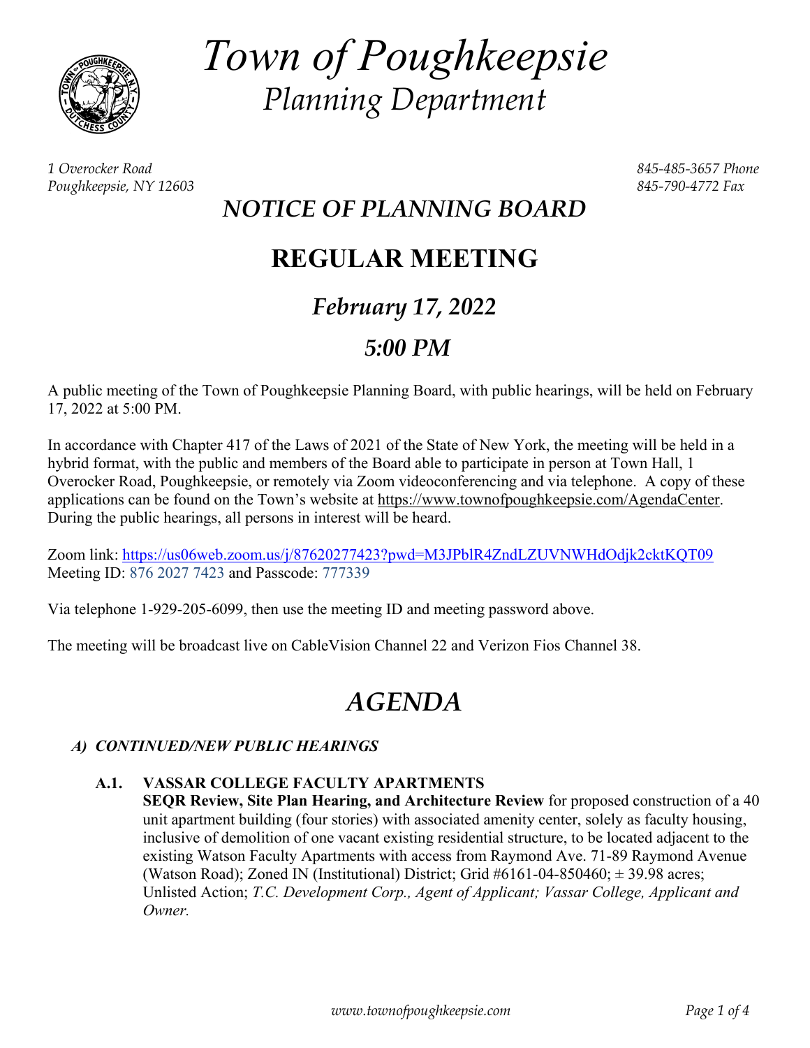# *Town of Poughkeepsie*

## *Planning Department*

*1 Overocker Road*
*Poughkeepsie, NY 12603*

*845-485-3657 Phone*
*845-790-4772 Fax*

## *NOTICE OF PLANNING BOARD*

# REGULAR MEETING

## *February 17, 2022*

## *5:00 PM*

A public meeting of the Town of Poughkeepsie Planning Board, with public hearings, will be held on February 17, 2022 at 5:00 PM.

In accordance with Chapter 417 of the Laws of 2021 of the State of New York, the meeting will be held in a hybrid format, with the public and members of the Board able to participate in person at Town Hall, 1 Overocker Road, Poughkeepsie, or remotely via Zoom videoconferencing and via telephone. A copy of these applications can be found on the Town's website at https://www.townofpoughkeepsie.com/AgendaCenter. During the public hearings, all persons in interest will be heard.

Zoom link: https://us06web.zoom.us/j/87620277423?pwd=M3JPblR4ZndLZUVNWHdOdjk2cktKQT09
Meeting ID: 876 2027 7423 and Passcode: 777339

Via telephone 1-929-205-6099, then use the meeting ID and meeting password above.

The meeting will be broadcast live on CableVision Channel 22 and Verizon Fios Channel 38.

# *AGENDA*

### *A) CONTINUED/NEW PUBLIC HEARINGS*

**A.1. VASSAR COLLEGE FACULTY APARTMENTS**
**SEQR Review, Site Plan Hearing, and Architecture Review** for proposed construction of a 40 unit apartment building (four stories) with associated amenity center, solely as faculty housing, inclusive of demolition of one vacant existing residential structure, to be located adjacent to the existing Watson Faculty Apartments with access from Raymond Ave. 71-89 Raymond Avenue (Watson Road); Zoned IN (Institutional) District; Grid #6161-04-850460; ± 39.98 acres; Unlisted Action; *T.C. Development Corp., Agent of Applicant; Vassar College, Applicant and Owner.*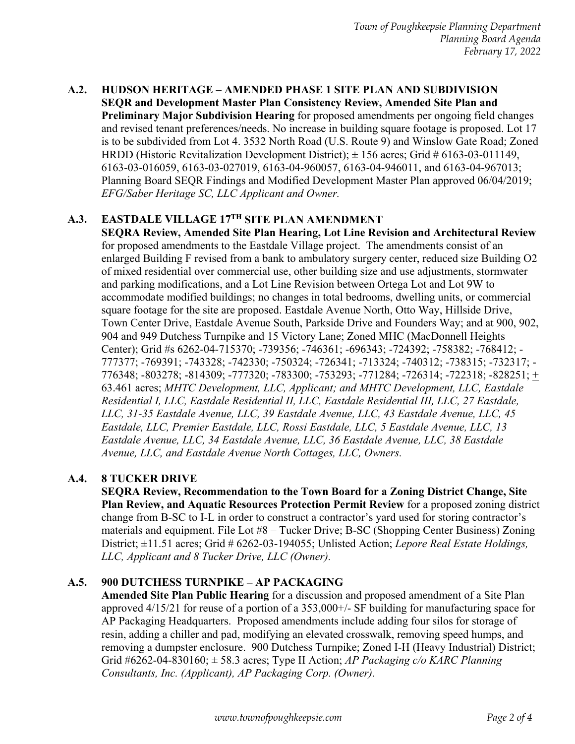**A.2. HUDSON HERITAGE – AMENDED PHASE 1 SITE PLAN AND SUBDIVISION**

**SEQR and Development Master Plan Consistency Review, Amended Site Plan and Preliminary Major Subdivision Hearing** for proposed amendments per ongoing field changes and revised tenant preferences/needs. No increase in building square footage is proposed. Lot 17 is to be subdivided from Lot 4. 3532 North Road (U.S. Route 9) and Winslow Gate Road; Zoned HRDD (Historic Revitalization Development District); ± 156 acres; Grid # 6163-03-011149, 6163-03-016059, 6163-03-027019, 6163-04-960057, 6163-04-946011, and 6163-04-967013; Planning Board SEQR Findings and Modified Development Master Plan approved 06/04/2019; *EFG/Saber Heritage SC, LLC Applicant and Owner.*

**A.3. EASTDALE VILLAGE 17TH SITE PLAN AMENDMENT**

**SEQRA Review, Amended Site Plan Hearing, Lot Line Revision and Architectural Review** for proposed amendments to the Eastdale Village project. The amendments consist of an enlarged Building F revised from a bank to ambulatory surgery center, reduced size Building O2 of mixed residential over commercial use, other building size and use adjustments, stormwater and parking modifications, and a Lot Line Revision between Ortega Lot and Lot 9W to accommodate modified buildings; no changes in total bedrooms, dwelling units, or commercial square footage for the site are proposed. Eastdale Avenue North, Otto Way, Hillside Drive, Town Center Drive, Eastdale Avenue South, Parkside Drive and Founders Way; and at 900, 902, 904 and 949 Dutchess Turnpike and 15 Victory Lane; Zoned MHC (MacDonnell Heights Center); Grid #s 6262-04-715370; -739356; -746361; -696343; -724392; -758382; -768412; -777377; -769391; -743328; -742330; -750324; -726341; -713324; -740312; -738315; -732317; -776348; -803278; -814309; -777320; -783300; -753293; -771284; -726314; -722318; -828251; ± 63.461 acres; *MHTC Development, LLC, Applicant; and MHTC Development, LLC, Eastdale Residential I, LLC, Eastdale Residential II, LLC, Eastdale Residential III, LLC, 27 Eastdale, LLC, 31-35 Eastdale Avenue, LLC, 39 Eastdale Avenue, LLC, 43 Eastdale Avenue, LLC, 45 Eastdale, LLC, Premier Eastdale, LLC, Rossi Eastdale, LLC, 5 Eastdale Avenue, LLC, 13 Eastdale Avenue, LLC, 34 Eastdale Avenue, LLC, 36 Eastdale Avenue, LLC, 38 Eastdale Avenue, LLC, and Eastdale Avenue North Cottages, LLC, Owners.*

**A.4. 8 TUCKER DRIVE**

**SEQRA Review, Recommendation to the Town Board for a Zoning District Change, Site Plan Review, and Aquatic Resources Protection Permit Review** for a proposed zoning district change from B-SC to I-L in order to construct a contractor's yard used for storing contractor's materials and equipment. File Lot #8 – Tucker Drive; B-SC (Shopping Center Business) Zoning District; ±11.51 acres; Grid # 6262-03-194055; Unlisted Action; *Lepore Real Estate Holdings, LLC, Applicant and 8 Tucker Drive, LLC (Owner).*

**A.5. 900 DUTCHESS TURNPIKE – AP PACKAGING**

**Amended Site Plan Public Hearing** for a discussion and proposed amendment of a Site Plan approved 4/15/21 for reuse of a portion of a 353,000+/- SF building for manufacturing space for AP Packaging Headquarters. Proposed amendments include adding four silos for storage of resin, adding a chiller and pad, modifying an elevated crosswalk, removing speed humps, and removing a dumpster enclosure. 900 Dutchess Turnpike; Zoned I-H (Heavy Industrial) District; Grid #6262-04-830160; ± 58.3 acres; Type II Action; *AP Packaging c/o KARC Planning Consultants, Inc. (Applicant), AP Packaging Corp. (Owner).*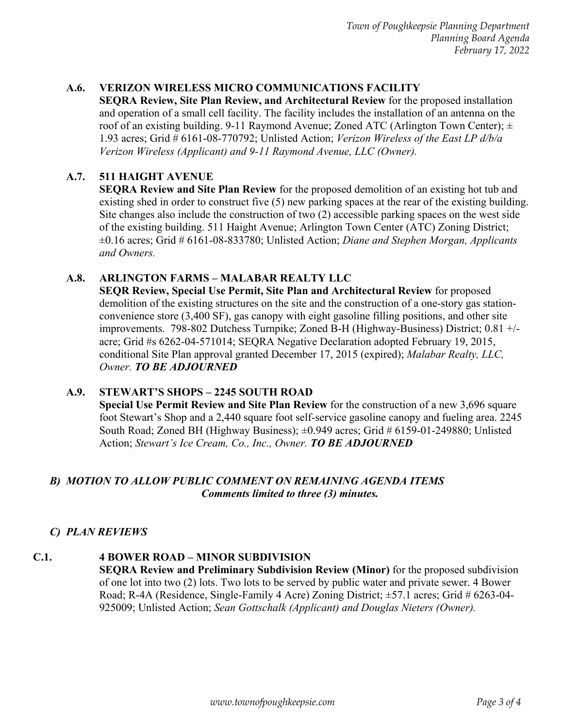### A.6. VERIZON WIRELESS MICRO COMMUNICATIONS FACILITY

**SEQRA Review, Site Plan Review, and Architectural Review** for the proposed installation and operation of a small cell facility. The facility includes the installation of an antenna on the roof of an existing building. 9-11 Raymond Avenue; Zoned ATC (Arlington Town Center); ± 1.93 acres; Grid # 6161-08-770792; Unlisted Action; *Verizon Wireless of the East LP d/b/a Verizon Wireless (Applicant) and 9-11 Raymond Avenue, LLC (Owner).*

### A.7. 511 HAIGHT AVENUE

**SEQRA Review and Site Plan Review** for the proposed demolition of an existing hot tub and existing shed in order to construct five (5) new parking spaces at the rear of the existing building. Site changes also include the construction of two (2) accessible parking spaces on the west side of the existing building. 511 Haight Avenue; Arlington Town Center (ATC) Zoning District; ±0.16 acres; Grid # 6161-08-833780; Unlisted Action; *Diane and Stephen Morgan, Applicants and Owners.*

### A.8. ARLINGTON FARMS – MALABAR REALTY LLC

**SEQR Review, Special Use Permit, Site Plan and Architectural Review** for proposed demolition of the existing structures on the site and the construction of a one-story gas station-convenience store (3,400 SF), gas canopy with eight gasoline filling positions, and other site improvements. 798-802 Dutchess Turnpike; Zoned B-H (Highway-Business) District; 0.81 +/- acre; Grid #s 6262-04-571014; SEQRA Negative Declaration adopted February 19, 2015, conditional Site Plan approval granted December 17, 2015 (expired); *Malabar Realty, LLC, Owner.* ***TO BE ADJOURNED***

### A.9. STEWART'S SHOPS – 2245 SOUTH ROAD

**Special Use Permit Review and Site Plan Review** for the construction of a new 3,696 square foot Stewart's Shop and a 2,440 square foot self-service gasoline canopy and fueling area. 2245 South Road; Zoned BH (Highway Business); ±0.949 acres; Grid # 6159-01-249880; Unlisted Action; *Stewart's Ice Cream, Co., Inc., Owner.* ***TO BE ADJOURNED***

## *B) MOTION TO ALLOW PUBLIC COMMENT ON REMAINING AGENDA ITEMS*

***Comments limited to three (3) minutes.***

## *C) PLAN REVIEWS*

### C.1. 4 BOWER ROAD – MINOR SUBDIVISION

**SEQRA Review and Preliminary Subdivision Review (Minor)** for the proposed subdivision of one lot into two (2) lots. Two lots to be served by public water and private sewer. 4 Bower Road; R-4A (Residence, Single-Family 4 Acre) Zoning District; ±57.1 acres; Grid # 6263-04-925009; Unlisted Action; *Sean Gottschalk (Applicant) and Douglas Nieters (Owner).*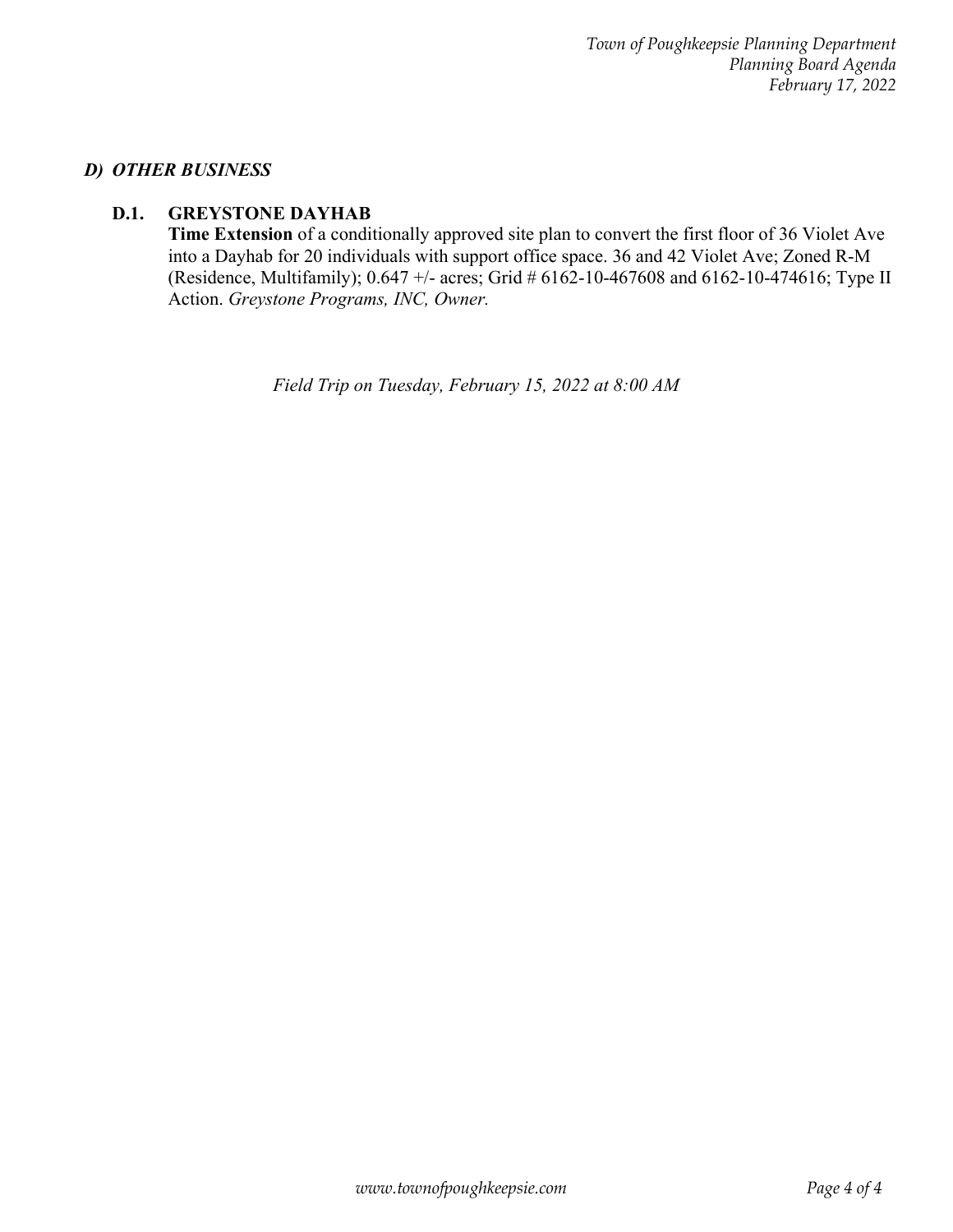## *D) OTHER BUSINESS*

### D.1. GREYSTONE DAYHAB

**Time Extension** of a conditionally approved site plan to convert the first floor of 36 Violet Ave into a Dayhab for 20 individuals with support office space. 36 and 42 Violet Ave; Zoned R-M (Residence, Multifamily); 0.647 +/- acres; Grid # 6162-10-467608 and 6162-10-474616; Type II Action. *Greystone Programs, INC, Owner.*

*Field Trip on Tuesday, February 15, 2022 at 8:00 AM*